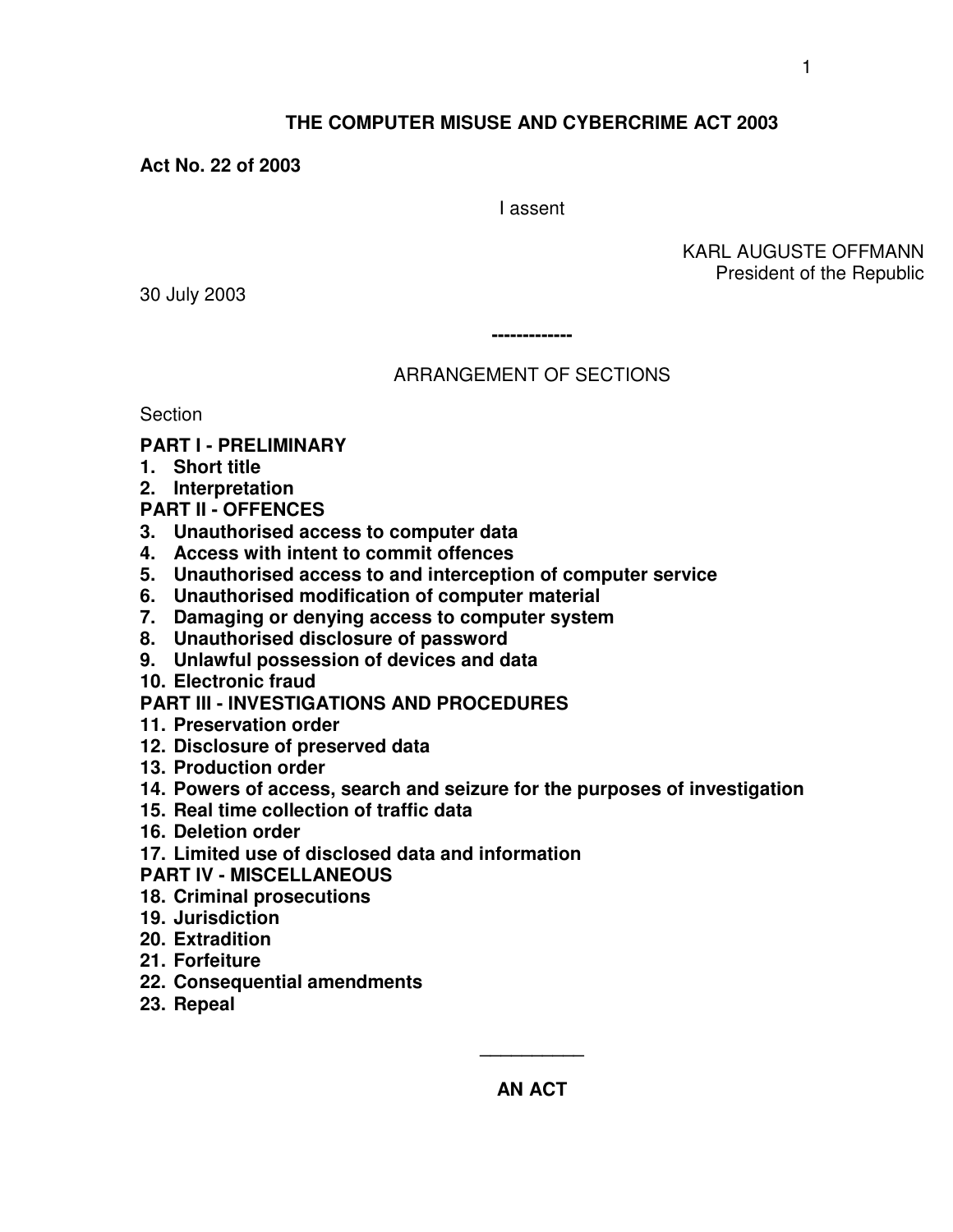# THE COMPUTER MISUSE AND CYBERCRIME ACT 2003

**Act No. 22 of 2003**

I assent

KARL AUGUSTE OFFMANN
President of the Republic

30 July 2003

-------------

ARRANGEMENT OF SECTIONS

Section

**PART I - PRELIMINARY**

1. **Short title**
2. **Interpretation**

**PART II - OFFENCES**

3. **Unauthorised access to computer data**
4. **Access with intent to commit offences**
5. **Unauthorised access to and interception of computer service**
6. **Unauthorised modification of computer material**
7. **Damaging or denying access to computer system**
8. **Unauthorised disclosure of password**
9. **Unlawful possession of devices and data**
10. **Electronic fraud**

**PART III - INVESTIGATIONS AND PROCEDURES**

11. **Preservation order**
12. **Disclosure of preserved data**
13. **Production order**
14. **Powers of access, search and seizure for the purposes of investigation**
15. **Real time collection of traffic data**
16. **Deletion order**
17. **Limited use of disclosed data and information**

**PART IV - MISCELLANEOUS**

18. **Criminal prosecutions**
19. **Jurisdiction**
20. **Extradition**
21. **Forfeiture**
22. **Consequential amendments**
23. **Repeal**

__________

**AN ACT**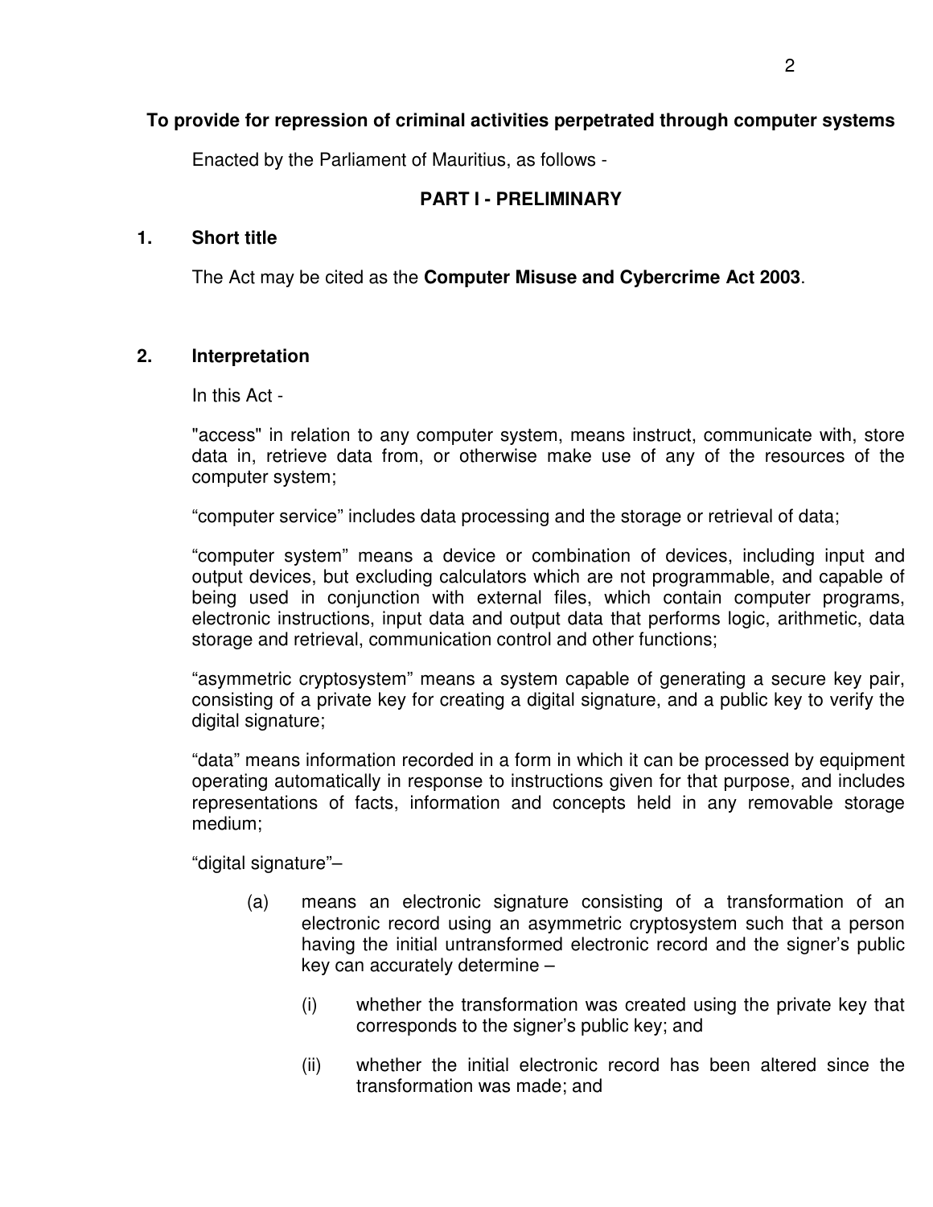**To provide for repression of criminal activities perpetrated through computer systems**

Enacted by the Parliament of Mauritius, as follows -

## PART I - PRELIMINARY

### 1. Short title

The Act may be cited as the **Computer Misuse and Cybercrime Act 2003**.

### 2. Interpretation

In this Act -

"access" in relation to any computer system, means instruct, communicate with, store data in, retrieve data from, or otherwise make use of any of the resources of the computer system;

"computer service" includes data processing and the storage or retrieval of data;

"computer system" means a device or combination of devices, including input and output devices, but excluding calculators which are not programmable, and capable of being used in conjunction with external files, which contain computer programs, electronic instructions, input data and output data that performs logic, arithmetic, data storage and retrieval, communication control and other functions;

"asymmetric cryptosystem" means a system capable of generating a secure key pair, consisting of a private key for creating a digital signature, and a public key to verify the digital signature;

"data" means information recorded in a form in which it can be processed by equipment operating automatically in response to instructions given for that purpose, and includes representations of facts, information and concepts held in any removable storage medium;

"digital signature"–

(a) means an electronic signature consisting of a transformation of an electronic record using an asymmetric cryptosystem such that a person having the initial untransformed electronic record and the signer's public key can accurately determine –

(i) whether the transformation was created using the private key that corresponds to the signer's public key; and

(ii) whether the initial electronic record has been altered since the transformation was made; and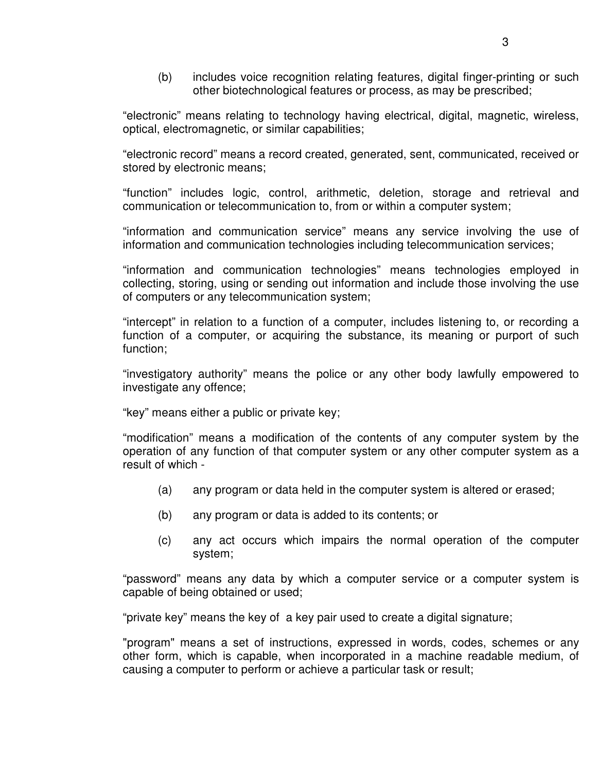(b) includes voice recognition relating features, digital finger-printing or such other biotechnological features or process, as may be prescribed;

“electronic” means relating to technology having electrical, digital, magnetic, wireless, optical, electromagnetic, or similar capabilities;

“electronic record” means a record created, generated, sent, communicated, received or stored by electronic means;

“function” includes logic, control, arithmetic, deletion, storage and retrieval and communication or telecommunication to, from or within a computer system;

“information and communication service” means any service involving the use of information and communication technologies including telecommunication services;

“information and communication technologies” means technologies employed in collecting, storing, using or sending out information and include those involving the use of computers or any telecommunication system;

“intercept” in relation to a function of a computer, includes listening to, or recording a function of a computer, or acquiring the substance, its meaning or purport of such function;

“investigatory authority” means the police or any other body lawfully empowered to investigate any offence;

“key” means either a public or private key;

“modification” means a modification of the contents of any computer system by the operation of any function of that computer system or any other computer system as a result of which -

(a) any program or data held in the computer system is altered or erased;

(b) any program or data is added to its contents; or

(c) any act occurs which impairs the normal operation of the computer system;

“password” means any data by which a computer service or a computer system is capable of being obtained or used;

“private key” means the key of a key pair used to create a digital signature;

"program" means a set of instructions, expressed in words, codes, schemes or any other form, which is capable, when incorporated in a machine readable medium, of causing a computer to perform or achieve a particular task or result;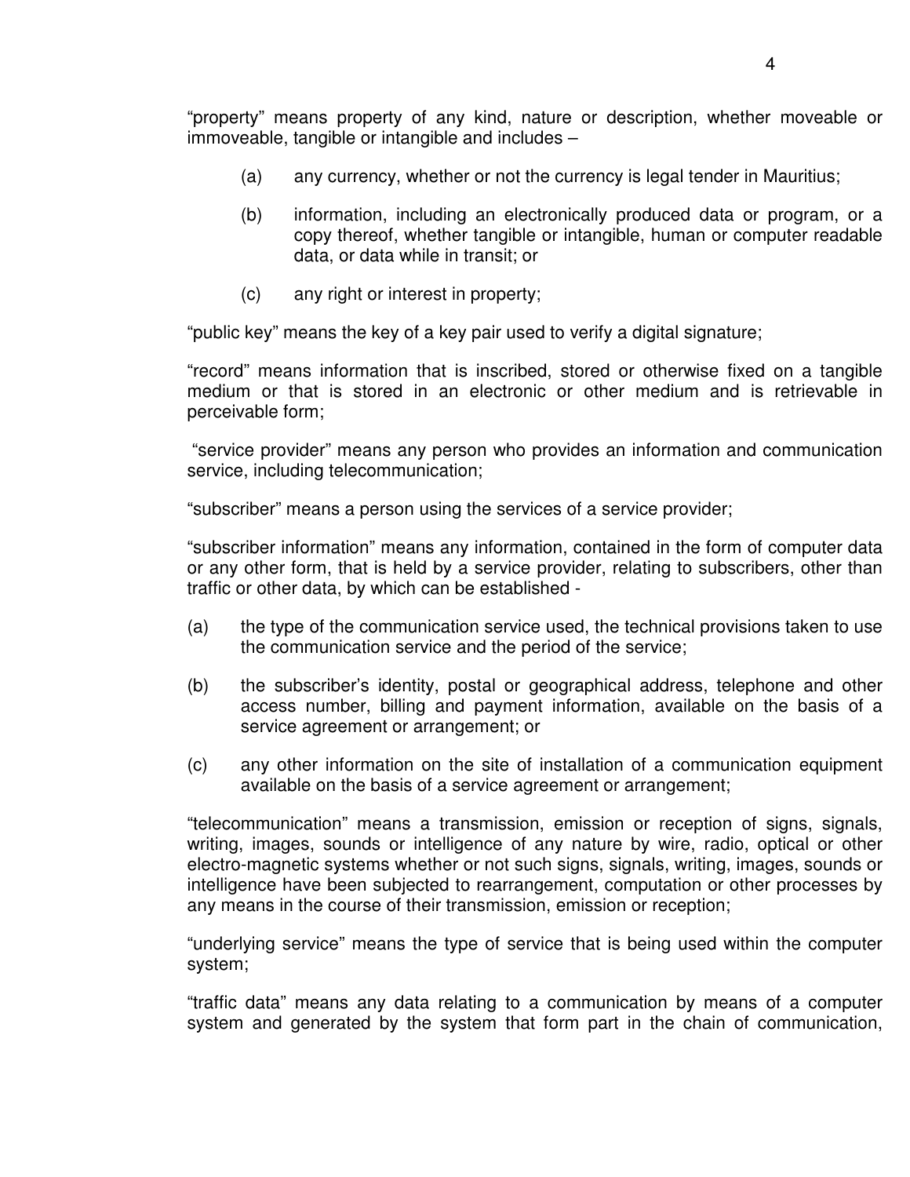"property" means property of any kind, nature or description, whether moveable or immoveable, tangible or intangible and includes –

(a) any currency, whether or not the currency is legal tender in Mauritius;

(b) information, including an electronically produced data or program, or a copy thereof, whether tangible or intangible, human or computer readable data, or data while in transit; or

(c) any right or interest in property;

"public key" means the key of a key pair used to verify a digital signature;

"record" means information that is inscribed, stored or otherwise fixed on a tangible medium or that is stored in an electronic or other medium and is retrievable in perceivable form;

"service provider" means any person who provides an information and communication service, including telecommunication;

"subscriber" means a person using the services of a service provider;

"subscriber information" means any information, contained in the form of computer data or any other form, that is held by a service provider, relating to subscribers, other than traffic or other data, by which can be established -

(a) the type of the communication service used, the technical provisions taken to use the communication service and the period of the service;

(b) the subscriber's identity, postal or geographical address, telephone and other access number, billing and payment information, available on the basis of a service agreement or arrangement; or

(c) any other information on the site of installation of a communication equipment available on the basis of a service agreement or arrangement;

"telecommunication" means a transmission, emission or reception of signs, signals, writing, images, sounds or intelligence of any nature by wire, radio, optical or other electro-magnetic systems whether or not such signs, signals, writing, images, sounds or intelligence have been subjected to rearrangement, computation or other processes by any means in the course of their transmission, emission or reception;

"underlying service" means the type of service that is being used within the computer system;

"traffic data" means any data relating to a communication by means of a computer system and generated by the system that form part in the chain of communication,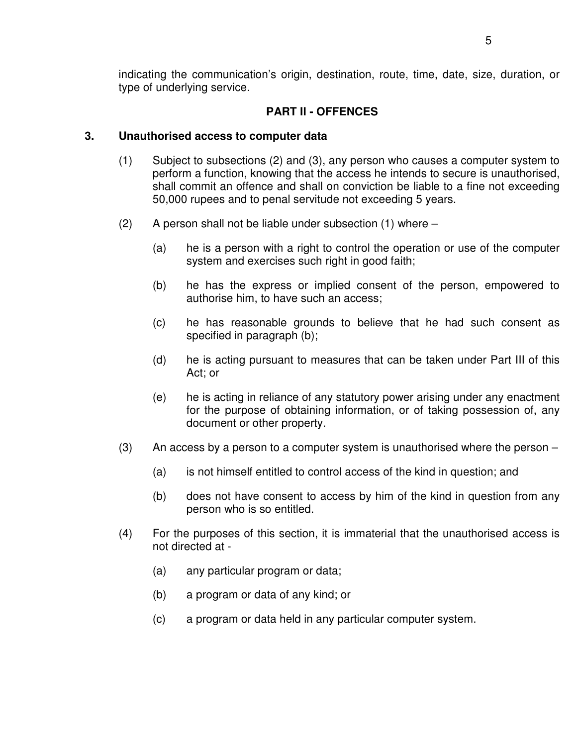indicating the communication's origin, destination, route, time, date, size, duration, or type of underlying service.

## PART II - OFFENCES

### 3. Unauthorised access to computer data

(1) Subject to subsections (2) and (3), any person who causes a computer system to perform a function, knowing that the access he intends to secure is unauthorised, shall commit an offence and shall on conviction be liable to a fine not exceeding 50,000 rupees and to penal servitude not exceeding 5 years.

(2) A person shall not be liable under subsection (1) where –

(a) he is a person with a right to control the operation or use of the computer system and exercises such right in good faith;

(b) he has the express or implied consent of the person, empowered to authorise him, to have such an access;

(c) he has reasonable grounds to believe that he had such consent as specified in paragraph (b);

(d) he is acting pursuant to measures that can be taken under Part III of this Act; or

(e) he is acting in reliance of any statutory power arising under any enactment for the purpose of obtaining information, or of taking possession of, any document or other property.

(3) An access by a person to a computer system is unauthorised where the person –

(a) is not himself entitled to control access of the kind in question; and

(b) does not have consent to access by him of the kind in question from any person who is so entitled.

(4) For the purposes of this section, it is immaterial that the unauthorised access is not directed at -

(a) any particular program or data;

(b) a program or data of any kind; or

(c) a program or data held in any particular computer system.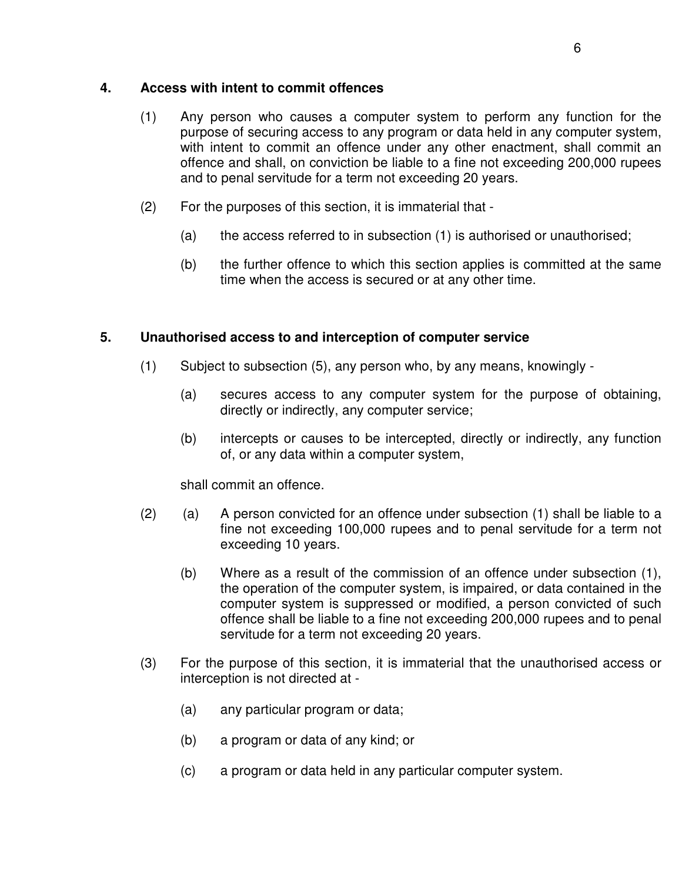### 4. Access with intent to commit offences

(1) Any person who causes a computer system to perform any function for the purpose of securing access to any program or data held in any computer system, with intent to commit an offence under any other enactment, shall commit an offence and shall, on conviction be liable to a fine not exceeding 200,000 rupees and to penal servitude for a term not exceeding 20 years.

(2) For the purposes of this section, it is immaterial that -

(a) the access referred to in subsection (1) is authorised or unauthorised;

(b) the further offence to which this section applies is committed at the same time when the access is secured or at any other time.

### 5. Unauthorised access to and interception of computer service

(1) Subject to subsection (5), any person who, by any means, knowingly -

(a) secures access to any computer system for the purpose of obtaining, directly or indirectly, any computer service;

(b) intercepts or causes to be intercepted, directly or indirectly, any function of, or any data within a computer system,

shall commit an offence.

(2) (a) A person convicted for an offence under subsection (1) shall be liable to a fine not exceeding 100,000 rupees and to penal servitude for a term not exceeding 10 years.

(b) Where as a result of the commission of an offence under subsection (1), the operation of the computer system, is impaired, or data contained in the computer system is suppressed or modified, a person convicted of such offence shall be liable to a fine not exceeding 200,000 rupees and to penal servitude for a term not exceeding 20 years.

(3) For the purpose of this section, it is immaterial that the unauthorised access or interception is not directed at -

(a) any particular program or data;

(b) a program or data of any kind; or

(c) a program or data held in any particular computer system.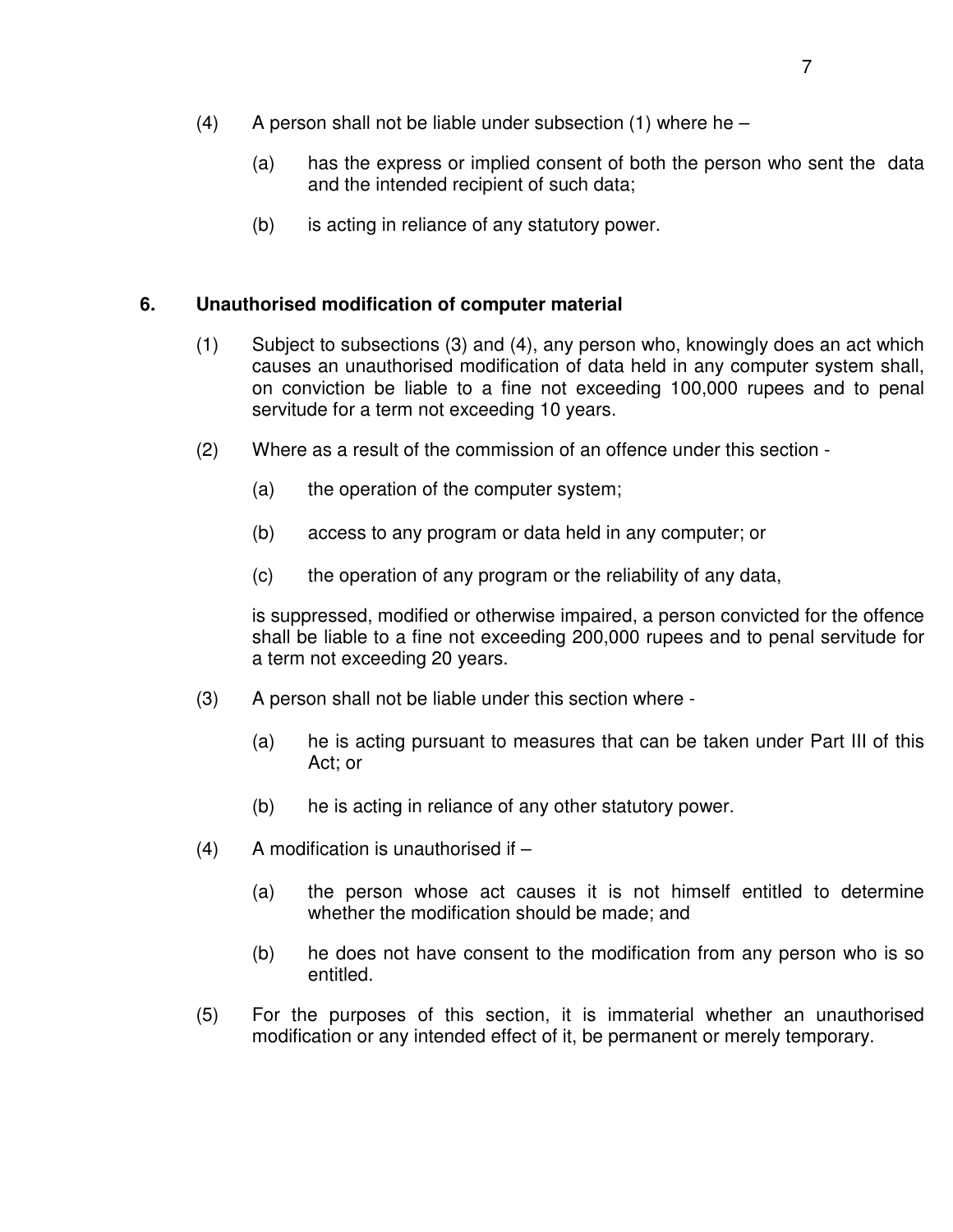(4) A person shall not be liable under subsection (1) where he –

(a) has the express or implied consent of both the person who sent the data and the intended recipient of such data;

(b) is acting in reliance of any statutory power.

**6. Unauthorised modification of computer material**

(1) Subject to subsections (3) and (4), any person who, knowingly does an act which causes an unauthorised modification of data held in any computer system shall, on conviction be liable to a fine not exceeding 100,000 rupees and to penal servitude for a term not exceeding 10 years.

(2) Where as a result of the commission of an offence under this section -

(a) the operation of the computer system;

(b) access to any program or data held in any computer; or

(c) the operation of any program or the reliability of any data,

is suppressed, modified or otherwise impaired, a person convicted for the offence shall be liable to a fine not exceeding 200,000 rupees and to penal servitude for a term not exceeding 20 years.

(3) A person shall not be liable under this section where -

(a) he is acting pursuant to measures that can be taken under Part III of this Act; or

(b) he is acting in reliance of any other statutory power.

(4) A modification is unauthorised if –

(a) the person whose act causes it is not himself entitled to determine whether the modification should be made; and

(b) he does not have consent to the modification from any person who is so entitled.

(5) For the purposes of this section, it is immaterial whether an unauthorised modification or any intended effect of it, be permanent or merely temporary.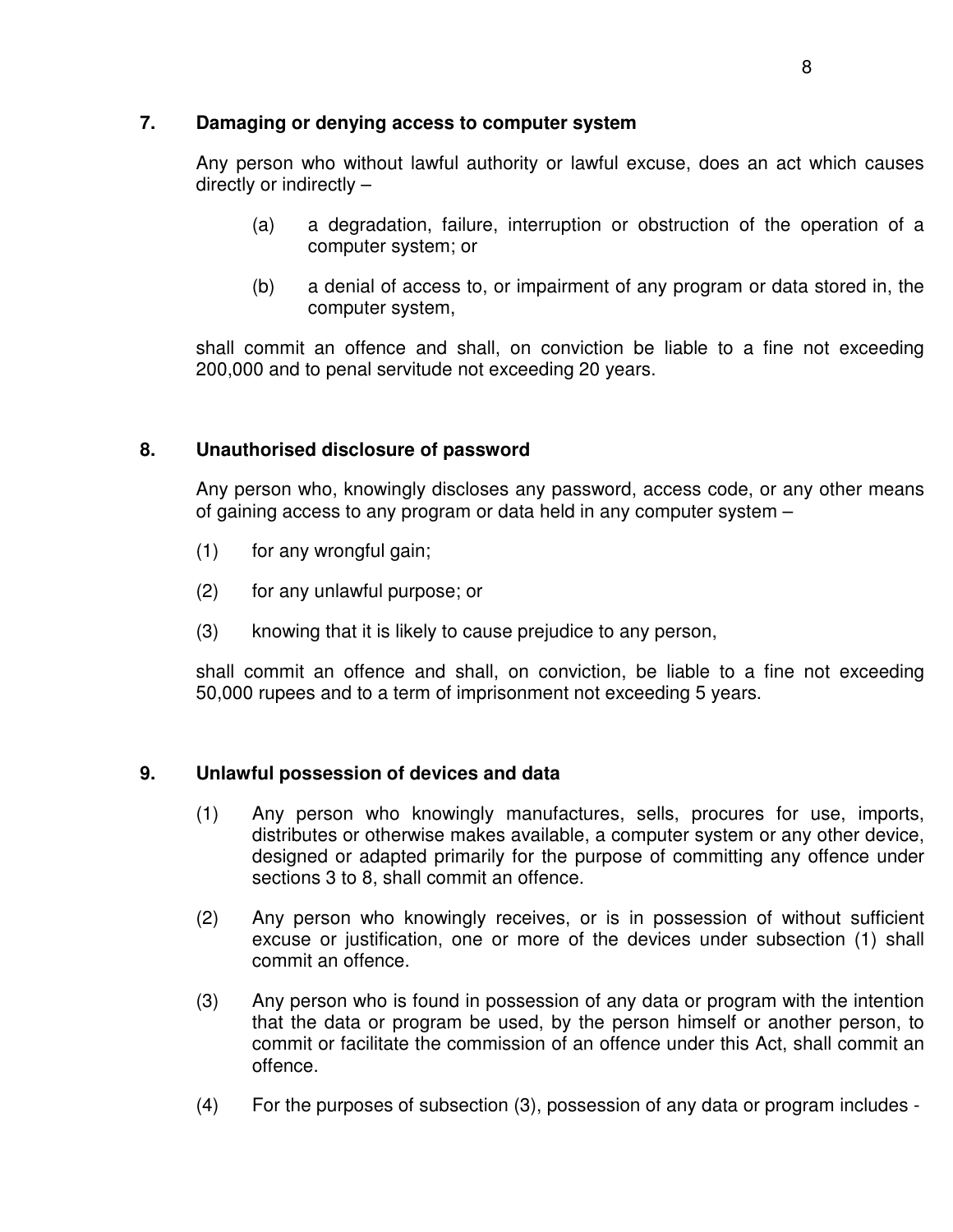### 7. Damaging or denying access to computer system

Any person who without lawful authority or lawful excuse, does an act which causes directly or indirectly –

(a) a degradation, failure, interruption or obstruction of the operation of a computer system; or

(b) a denial of access to, or impairment of any program or data stored in, the computer system,

shall commit an offence and shall, on conviction be liable to a fine not exceeding 200,000 and to penal servitude not exceeding 20 years.

### 8. Unauthorised disclosure of password

Any person who, knowingly discloses any password, access code, or any other means of gaining access to any program or data held in any computer system –

(1) for any wrongful gain;

(2) for any unlawful purpose; or

(3) knowing that it is likely to cause prejudice to any person,

shall commit an offence and shall, on conviction, be liable to a fine not exceeding 50,000 rupees and to a term of imprisonment not exceeding 5 years.

### 9. Unlawful possession of devices and data

(1) Any person who knowingly manufactures, sells, procures for use, imports, distributes or otherwise makes available, a computer system or any other device, designed or adapted primarily for the purpose of committing any offence under sections 3 to 8, shall commit an offence.

(2) Any person who knowingly receives, or is in possession of without sufficient excuse or justification, one or more of the devices under subsection (1) shall commit an offence.

(3) Any person who is found in possession of any data or program with the intention that the data or program be used, by the person himself or another person, to commit or facilitate the commission of an offence under this Act, shall commit an offence.

(4) For the purposes of subsection (3), possession of any data or program includes -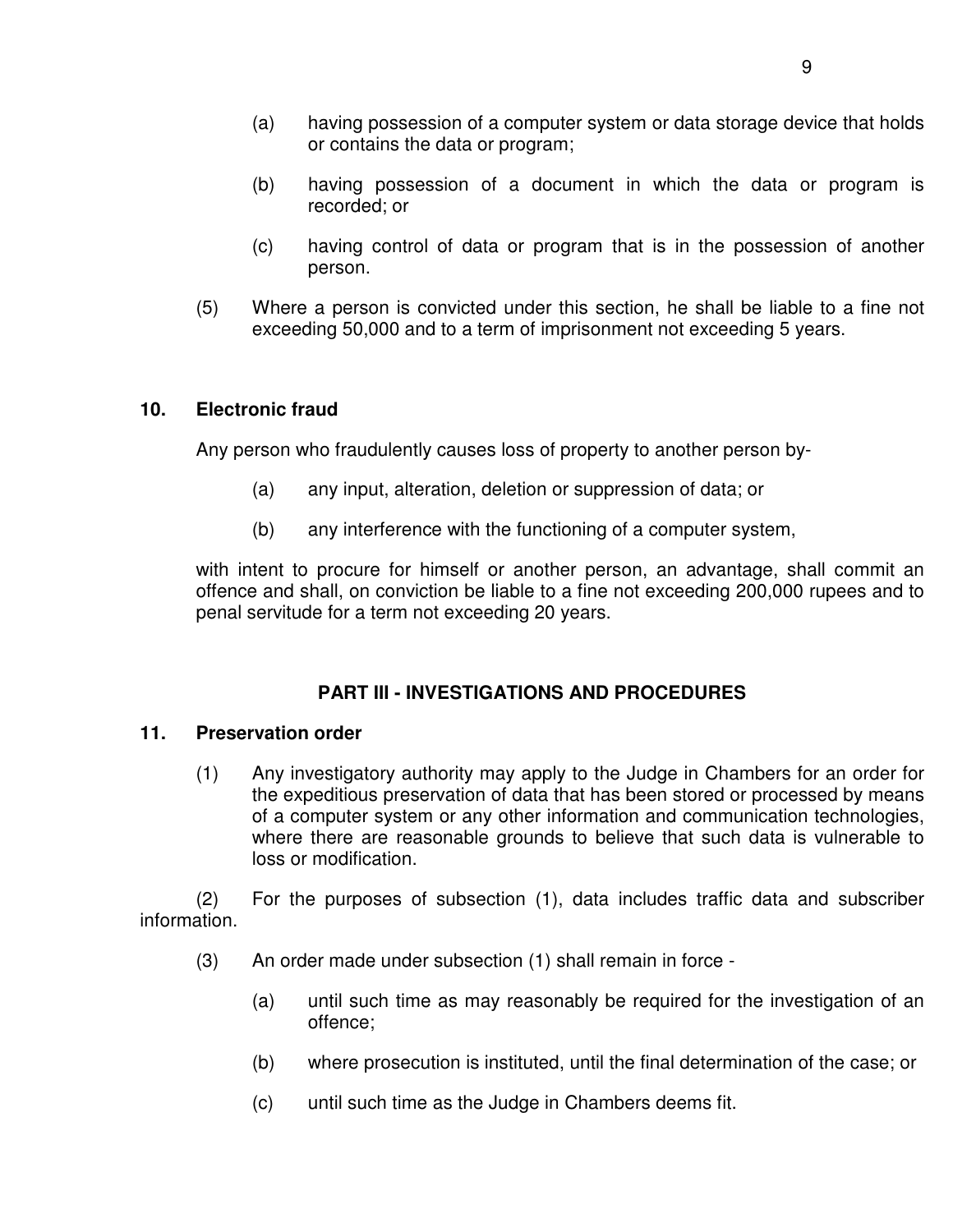(a) having possession of a computer system or data storage device that holds or contains the data or program;

(b) having possession of a document in which the data or program is recorded; or

(c) having control of data or program that is in the possession of another person.

(5) Where a person is convicted under this section, he shall be liable to a fine not exceeding 50,000 and to a term of imprisonment not exceeding 5 years.

### 10. Electronic fraud

Any person who fraudulently causes loss of property to another person by-

(a) any input, alteration, deletion or suppression of data; or

(b) any interference with the functioning of a computer system,

with intent to procure for himself or another person, an advantage, shall commit an offence and shall, on conviction be liable to a fine not exceeding 200,000 rupees and to penal servitude for a term not exceeding 20 years.

## PART III - INVESTIGATIONS AND PROCEDURES

### 11. Preservation order

(1) Any investigatory authority may apply to the Judge in Chambers for an order for the expeditious preservation of data that has been stored or processed by means of a computer system or any other information and communication technologies, where there are reasonable grounds to believe that such data is vulnerable to loss or modification.

(2) For the purposes of subsection (1), data includes traffic data and subscriber information.

(3) An order made under subsection (1) shall remain in force -

(a) until such time as may reasonably be required for the investigation of an offence;

(b) where prosecution is instituted, until the final determination of the case; or

(c) until such time as the Judge in Chambers deems fit.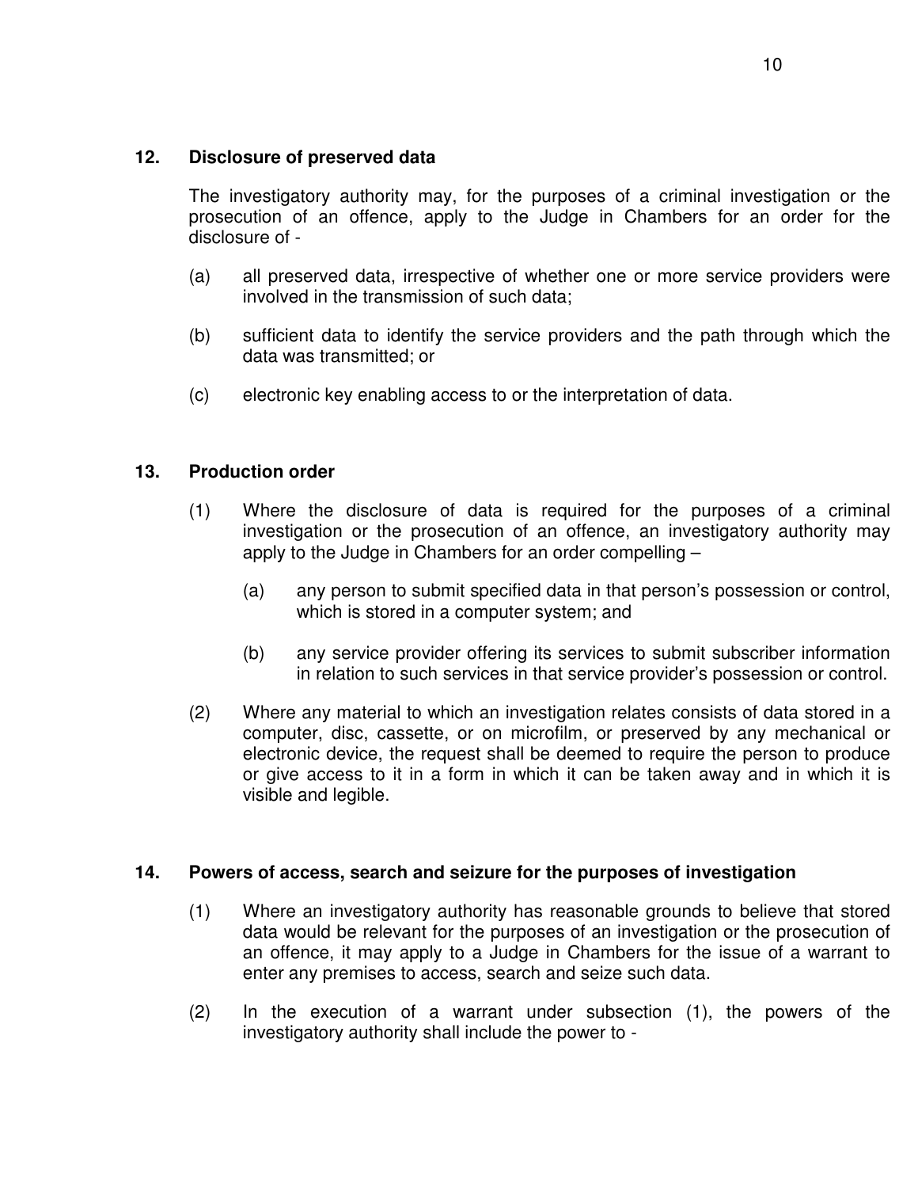### 12. Disclosure of preserved data

The investigatory authority may, for the purposes of a criminal investigation or the prosecution of an offence, apply to the Judge in Chambers for an order for the disclosure of -

(a) all preserved data, irrespective of whether one or more service providers were involved in the transmission of such data;

(b) sufficient data to identify the service providers and the path through which the data was transmitted; or

(c) electronic key enabling access to or the interpretation of data.

### 13. Production order

(1) Where the disclosure of data is required for the purposes of a criminal investigation or the prosecution of an offence, an investigatory authority may apply to the Judge in Chambers for an order compelling –

   (a) any person to submit specified data in that person's possession or control, which is stored in a computer system; and

   (b) any service provider offering its services to submit subscriber information in relation to such services in that service provider's possession or control.

(2) Where any material to which an investigation relates consists of data stored in a computer, disc, cassette, or on microfilm, or preserved by any mechanical or electronic device, the request shall be deemed to require the person to produce or give access to it in a form in which it can be taken away and in which it is visible and legible.

### 14. Powers of access, search and seizure for the purposes of investigation

(1) Where an investigatory authority has reasonable grounds to believe that stored data would be relevant for the purposes of an investigation or the prosecution of an offence, it may apply to a Judge in Chambers for the issue of a warrant to enter any premises to access, search and seize such data.

(2) In the execution of a warrant under subsection (1), the powers of the investigatory authority shall include the power to -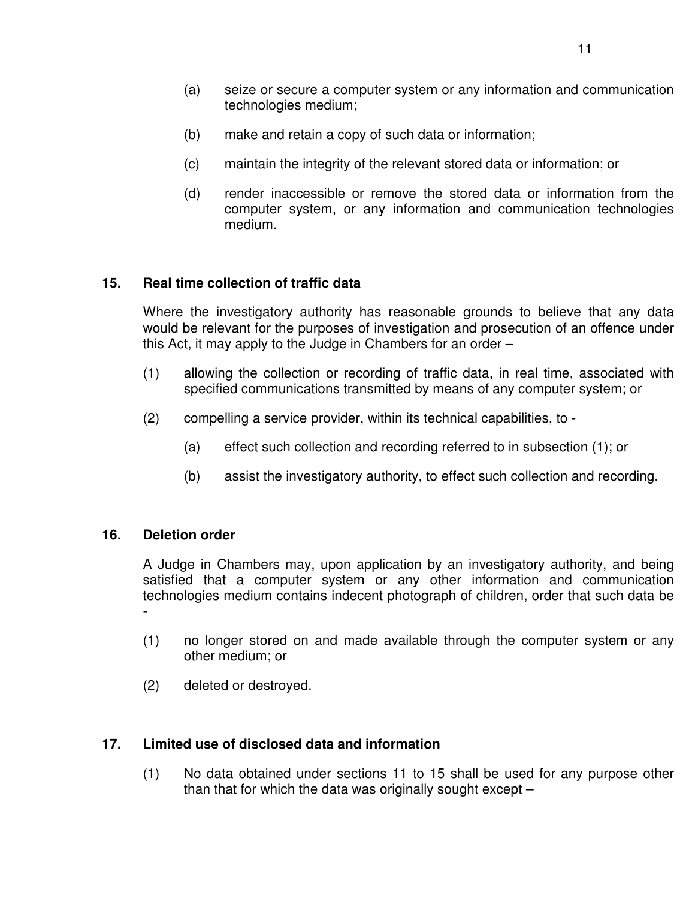(a) seize or secure a computer system or any information and communication technologies medium;

(b) make and retain a copy of such data or information;

(c) maintain the integrity of the relevant stored data or information; or

(d) render inaccessible or remove the stored data or information from the computer system, or any information and communication technologies medium.

### 15. Real time collection of traffic data

Where the investigatory authority has reasonable grounds to believe that any data would be relevant for the purposes of investigation and prosecution of an offence under this Act, it may apply to the Judge in Chambers for an order –

(1) allowing the collection or recording of traffic data, in real time, associated with specified communications transmitted by means of any computer system; or

(2) compelling a service provider, within its technical capabilities, to -

(a) effect such collection and recording referred to in subsection (1); or

(b) assist the investigatory authority, to effect such collection and recording.

### 16. Deletion order

A Judge in Chambers may, upon application by an investigatory authority, and being satisfied that a computer system or any other information and communication technologies medium contains indecent photograph of children, order that such data be -

(1) no longer stored on and made available through the computer system or any other medium; or

(2) deleted or destroyed.

### 17. Limited use of disclosed data and information

(1) No data obtained under sections 11 to 15 shall be used for any purpose other than that for which the data was originally sought except –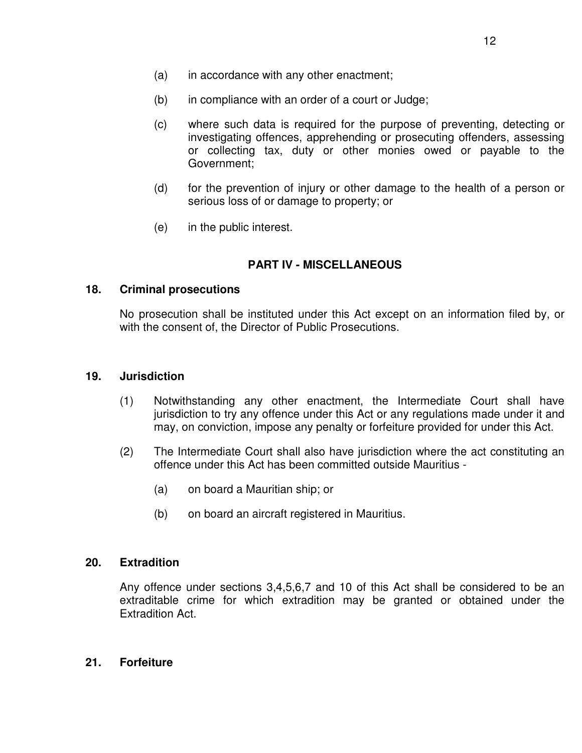(a) in accordance with any other enactment;

(b) in compliance with an order of a court or Judge;

(c) where such data is required for the purpose of preventing, detecting or investigating offences, apprehending or prosecuting offenders, assessing or collecting tax, duty or other monies owed or payable to the Government;

(d) for the prevention of injury or other damage to the health of a person or serious loss of or damage to property; or

(e) in the public interest.

## PART IV - MISCELLANEOUS

### 18. Criminal prosecutions

No prosecution shall be instituted under this Act except on an information filed by, or with the consent of, the Director of Public Prosecutions.

### 19. Jurisdiction

(1) Notwithstanding any other enactment, the Intermediate Court shall have jurisdiction to try any offence under this Act or any regulations made under it and may, on conviction, impose any penalty or forfeiture provided for under this Act.

(2) The Intermediate Court shall also have jurisdiction where the act constituting an offence under this Act has been committed outside Mauritius -

(a) on board a Mauritian ship; or

(b) on board an aircraft registered in Mauritius.

### 20. Extradition

Any offence under sections 3,4,5,6,7 and 10 of this Act shall be considered to be an extraditable crime for which extradition may be granted or obtained under the Extradition Act.

### 21. Forfeiture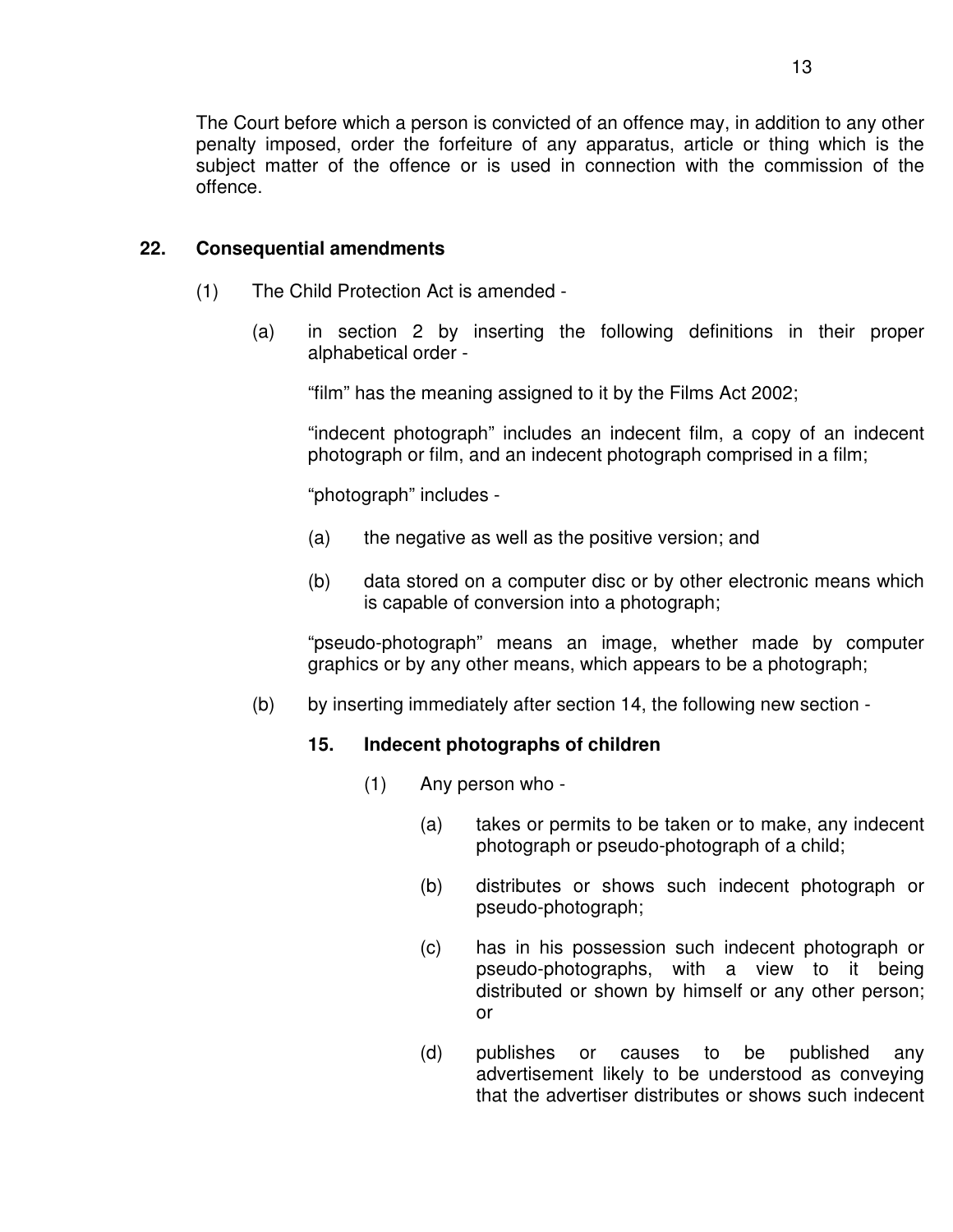The Court before which a person is convicted of an offence may, in addition to any other penalty imposed, order the forfeiture of any apparatus, article or thing which is the subject matter of the offence or is used in connection with the commission of the offence.

**22. Consequential amendments**

(1) The Child Protection Act is amended -

(a) in section 2 by inserting the following definitions in their proper alphabetical order -

"film" has the meaning assigned to it by the Films Act 2002;

"indecent photograph" includes an indecent film, a copy of an indecent photograph or film, and an indecent photograph comprised in a film;

"photograph" includes -

(a) the negative as well as the positive version; and

(b) data stored on a computer disc or by other electronic means which is capable of conversion into a photograph;

"pseudo-photograph" means an image, whether made by computer graphics or by any other means, which appears to be a photograph;

(b) by inserting immediately after section 14, the following new section -

**15. Indecent photographs of children**

(1) Any person who -

(a) takes or permits to be taken or to make, any indecent photograph or pseudo-photograph of a child;

(b) distributes or shows such indecent photograph or pseudo-photograph;

(c) has in his possession such indecent photograph or pseudo-photographs, with a view to it being distributed or shown by himself or any other person; or

(d) publishes or causes to be published any advertisement likely to be understood as conveying that the advertiser distributes or shows such indecent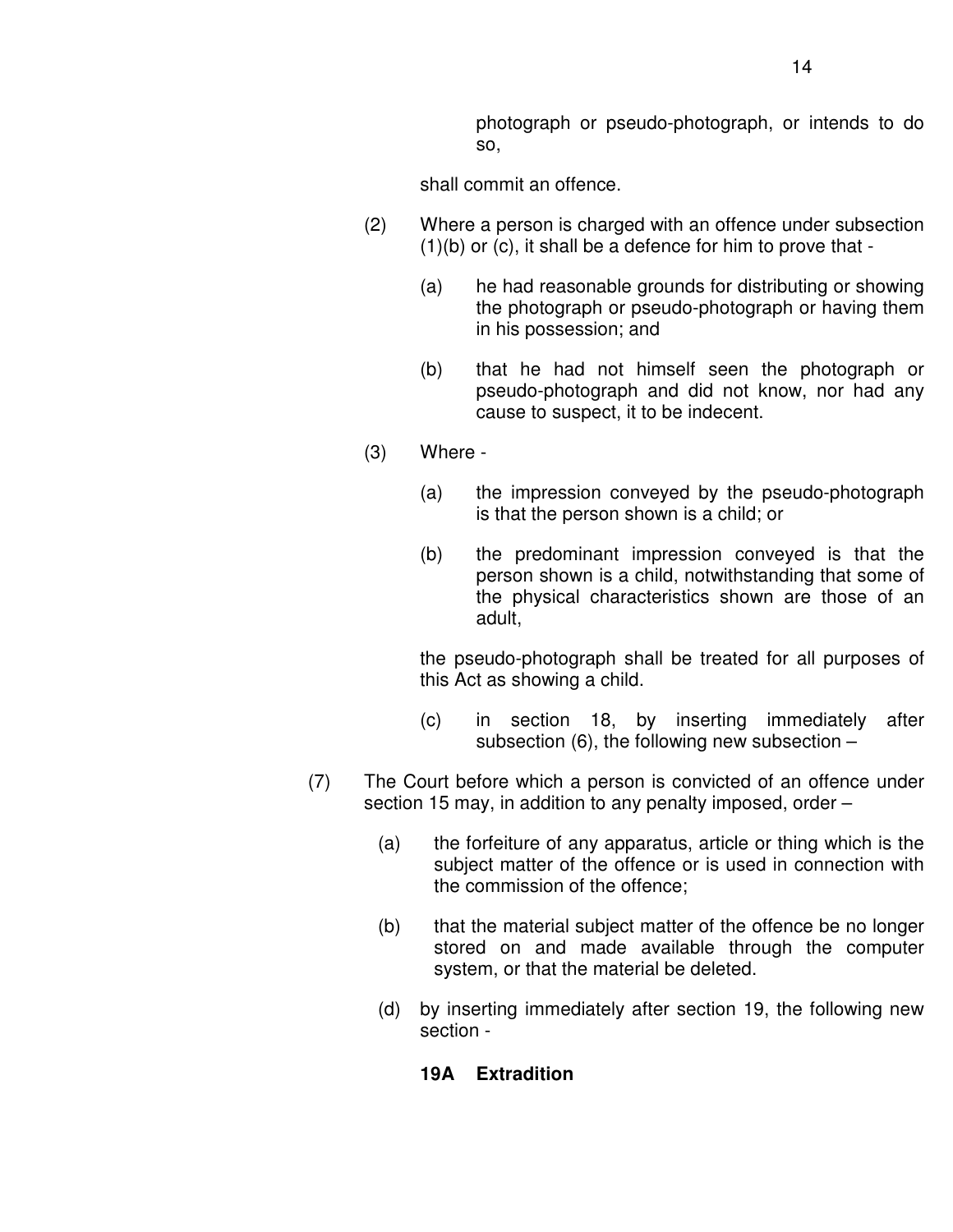photograph or pseudo-photograph, or intends to do so,

shall commit an offence.

(2) Where a person is charged with an offence under subsection (1)(b) or (c), it shall be a defence for him to prove that -

(a) he had reasonable grounds for distributing or showing the photograph or pseudo-photograph or having them in his possession; and

(b) that he had not himself seen the photograph or pseudo-photograph and did not know, nor had any cause to suspect, it to be indecent.

(3) Where -

(a) the impression conveyed by the pseudo-photograph is that the person shown is a child; or

(b) the predominant impression conveyed is that the person shown is a child, notwithstanding that some of the physical characteristics shown are those of an adult,

the pseudo-photograph shall be treated for all purposes of this Act as showing a child.

(c) in section 18, by inserting immediately after subsection (6), the following new subsection –

(7) The Court before which a person is convicted of an offence under section 15 may, in addition to any penalty imposed, order –

(a) the forfeiture of any apparatus, article or thing which is the subject matter of the offence or is used in connection with the commission of the offence;

(b) that the material subject matter of the offence be no longer stored on and made available through the computer system, or that the material be deleted.

(d) by inserting immediately after section 19, the following new section -

**19A Extradition**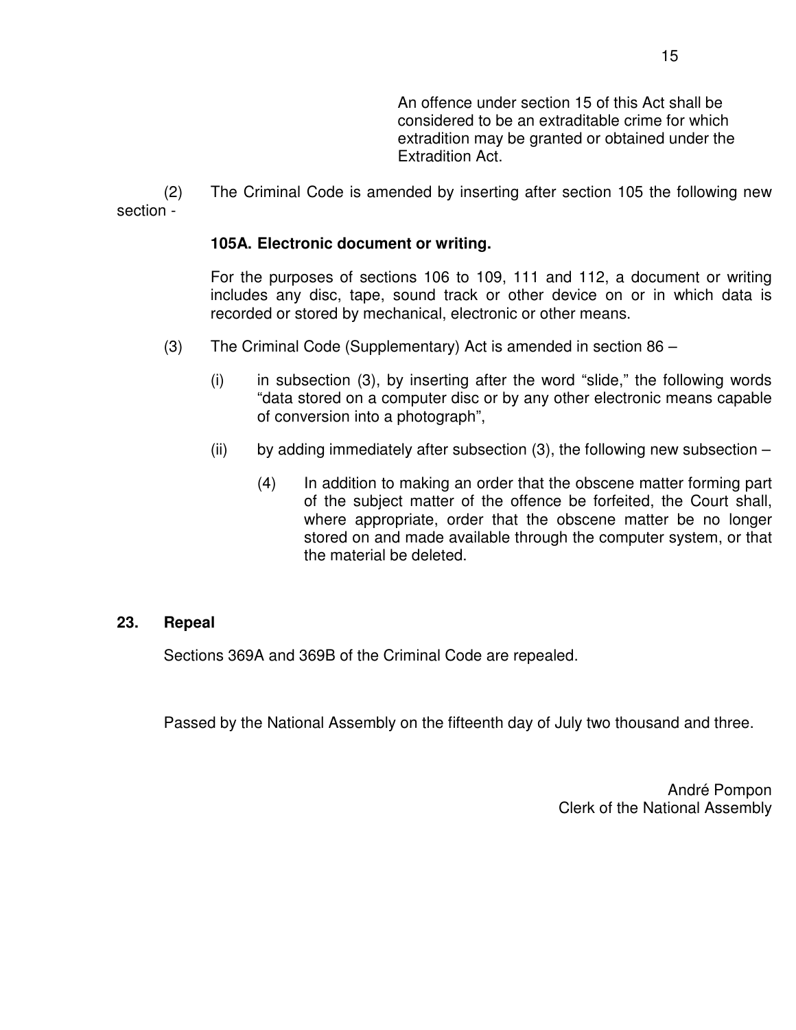An offence under section 15 of this Act shall be considered to be an extraditable crime for which extradition may be granted or obtained under the Extradition Act.

(2) The Criminal Code is amended by inserting after section 105 the following new section -

**105A. Electronic document or writing.**

For the purposes of sections 106 to 109, 111 and 112, a document or writing includes any disc, tape, sound track or other device on or in which data is recorded or stored by mechanical, electronic or other means.

(3) The Criminal Code (Supplementary) Act is amended in section 86 –

(i) in subsection (3), by inserting after the word "slide," the following words "data stored on a computer disc or by any other electronic means capable of conversion into a photograph",

(ii) by adding immediately after subsection (3), the following new subsection –

(4) In addition to making an order that the obscene matter forming part of the subject matter of the offence be forfeited, the Court shall, where appropriate, order that the obscene matter be no longer stored on and made available through the computer system, or that the material be deleted.

**23. Repeal**

Sections 369A and 369B of the Criminal Code are repealed.

Passed by the National Assembly on the fifteenth day of July two thousand and three.

André Pompon
Clerk of the National Assembly